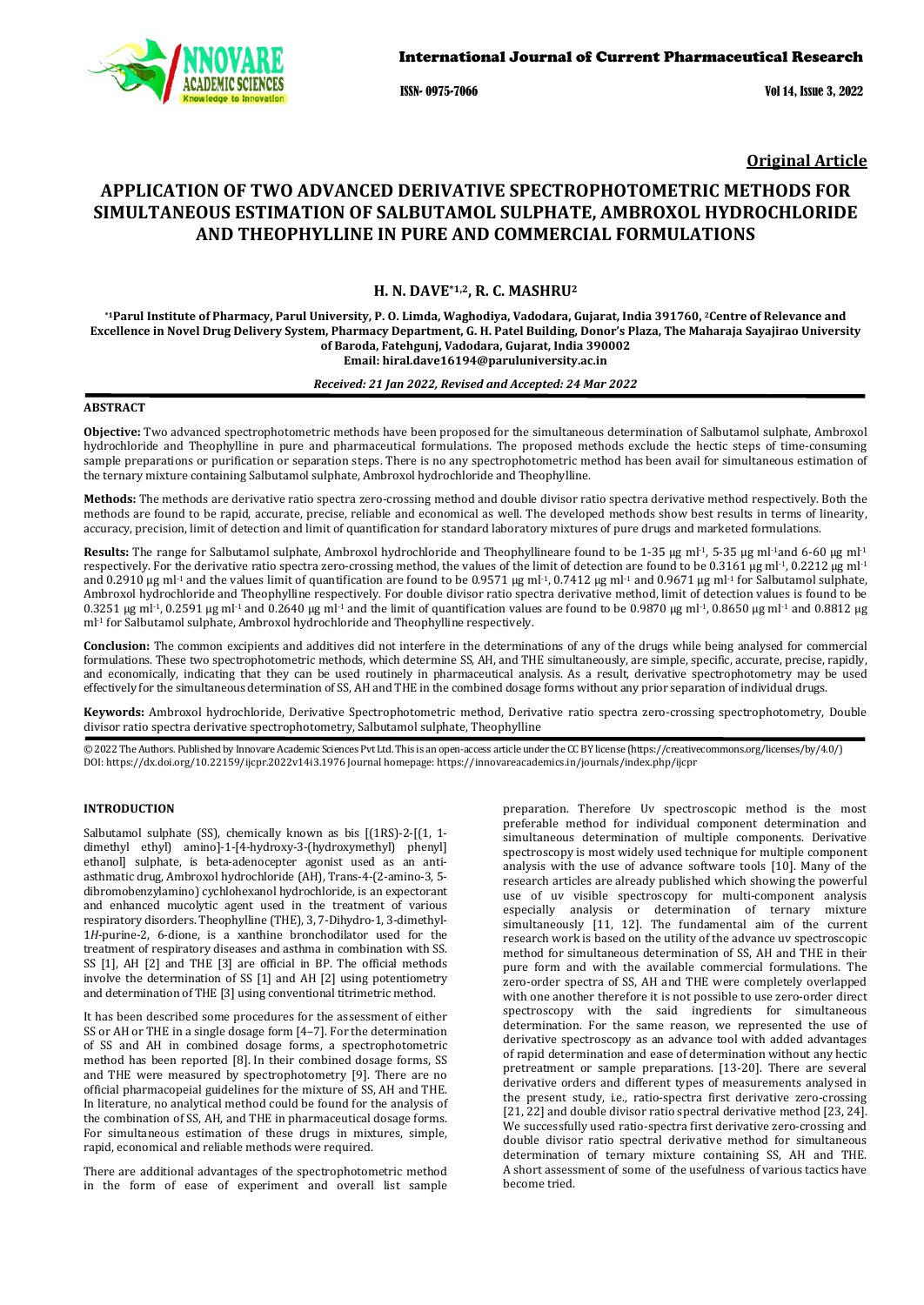Original Article

# APPLICATION OF TWO ADVANCED DERIVATIVE SPECTROPHOTOMETRIC METHODS FOR SIMULTANEOUS ESTIMATION OF SALBUTAMOL SULPHATE, AMBROXOL HYDROCHLORIDE AND THEOPHYLLINE IN PURE AND COMMERCIAL FORMULATIONS

**H. N. DAVE*[1,2], R. C. MASHRU[2]**

*[1]Parul Institute of Pharmacy, Parul University, P. O. Limda, Waghodiya, Vadodara, Gujarat, India 391760, [2]Centre of Relevance and Excellence in Novel Drug Delivery System, Pharmacy Department, G. H. Patel Building, Donor's Plaza, The Maharaja Sayajirao University of Baroda, Fatehgunj, Vadodara, Gujarat, India 390002
Email: hiral.dave16194@paruluniversity.ac.in

*Received: 21 Jan 2022, Revised and Accepted: 24 Mar 2022*

## ABSTRACT

**Objective:** Two advanced spectrophotometric methods have been proposed for the simultaneous determination of Salbutamol sulphate, Ambroxol hydrochloride and Theophylline in pure and pharmaceutical formulations. The proposed methods exclude the hectic steps of time-consuming sample preparations or purification or separation steps. There is no any spectrophotometric method has been avail for simultaneous estimation of the ternary mixture containing Salbutamol sulphate, Ambroxol hydrochloride and Theophylline.

**Methods:** The methods are derivative ratio spectra zero-crossing method and double divisor ratio spectra derivative method respectively. Both the methods are found to be rapid, accurate, precise, reliable and economical as well. The developed methods show best results in terms of linearity, accuracy, precision, limit of detection and limit of quantification for standard laboratory mixtures of pure drugs and marketed formulations.

**Results:** The range for Salbutamol sulphate, Ambroxol hydrochloride and Theophyllineare found to be 1-35 μg ml$^{-1}$, 5-35 μg ml$^{-1}$and 6-60 μg ml$^{-1}$ respectively. For the derivative ratio spectra zero-crossing method, the values of the limit of detection are found to be 0.3161 μg ml$^{-1}$, 0.2212 μg ml$^{-1}$ and 0.2910 μg ml$^{-1}$ and the values limit of quantification are found to be 0.9571 μg ml$^{-1}$, 0.7412 μg ml$^{-1}$ and 0.9671 μg ml$^{-1}$ for Salbutamol sulphate, Ambroxol hydrochloride and Theophylline respectively. For double divisor ratio spectra derivative method, limit of detection values is found to be 0.3251 μg ml$^{-1}$, 0.2591 μg ml$^{-1}$ and 0.2640 μg ml$^{-1}$ and the limit of quantification values are found to be 0.9870 μg ml$^{-1}$, 0.8650 μg ml$^{-1}$ and 0.8812 μg ml$^{-1}$ for Salbutamol sulphate, Ambroxol hydrochloride and Theophylline respectively.

**Conclusion:** The common excipients and additives did not interfere in the determinations of any of the drugs while being analysed for commercial formulations. These two spectrophotometric methods, which determine SS, AH, and THE simultaneously, are simple, specific, accurate, precise, rapidly, and economically, indicating that they can be used routinely in pharmaceutical analysis. As a result, derivative spectrophotometry may be used effectively for the simultaneous determination of SS, AH and THE in the combined dosage forms without any prior separation of individual drugs.

**Keywords:** Ambroxol hydrochloride, Derivative Spectrophotometric method, Derivative ratio spectra zero-crossing spectrophotometry, Double divisor ratio spectra derivative spectrophotometry, Salbutamol sulphate, Theophylline

© 2022 The Authors. Published by Innovare Academic Sciences Pvt Ltd. This is an open-access article under the CC BY license (https://creativecommons.org/licenses/by/4.0/)
DOI: https://dx.doi.org/10.22159/ijcpr.2022v14i3.1976 Journal homepage: https://innovareacademics.in/journals/index.php/ijcpr

## INTRODUCTION

Salbutamol sulphate (SS), chemically known as bis [(1RS)-2-[(1, 1-dimethyl ethyl) amino]-1-[4-hydroxy-3-(hydroxymethyl) phenyl] ethanol] sulphate, is beta-adenocepter agonist used as an anti-asthmatic drug, Ambroxol hydrochloride (AH), Trans-4-(2-amino-3, 5-dibromobenzylamino) cychlohexanol hydrochloride, is an expectorant and enhanced mucolytic agent used in the treatment of various respiratory disorders. Theophylline (THE), 3, 7-Dihydro-1, 3-dimethyl-1*H*-purine-2, 6-dione, is a xanthine bronchodilator used for the treatment of respiratory diseases and asthma in combination with SS. SS [1], AH [2] and THE [3] are official in BP. The official methods involve the determination of SS [1] and AH [2] using potentiometry and determination of THE [3] using conventional titrimetric method.

It has been described some procedures for the assessment of either SS or AH or THE in a single dosage form [4–7]. For the determination of SS and AH in combined dosage forms, a spectrophotometric method has been reported [8]. In their combined dosage forms, SS and THE were measured by spectrophotometry [9]. There are no official pharmacopeial guidelines for the mixture of SS, AH and THE. In literature, no analytical method could be found for the analysis of the combination of SS, AH, and THE in pharmaceutical dosage forms. For simultaneous estimation of these drugs in mixtures, simple, rapid, economical and reliable methods were required.

There are additional advantages of the spectrophotometric method in the form of ease of experiment and overall list sample preparation. Therefore Uv spectroscopic method is the most preferable method for individual component determination and simultaneous determination of multiple components. Derivative spectroscopy is most widely used technique for multiple component analysis with the use of advance software tools [10]. Many of the research articles are already published which showing the powerful use of uv visible spectroscopy for multi-component analysis especially analysis or determination of ternary mixture simultaneously [11, 12]. The fundamental aim of the current research work is based on the utility of the advance uv spectroscopic method for simultaneous determination of SS, AH and THE in their pure form and with the available commercial formulations. The zero-order spectra of SS, AH and THE were completely overlapped with one another therefore it is not possible to use zero-order direct spectroscopy with the said ingredients for simultaneous determination. For the same reason, we represented the use of derivative spectroscopy as an advance tool with added advantages of rapid determination and ease of determination without any hectic pretreatment or sample preparations. [13-20]. There are several derivative orders and different types of measurements analysed in the present study, i.e., ratio-spectra first derivative zero-crossing [21, 22] and double divisor ratio spectral derivative method [23, 24]. We successfully used ratio-spectra first derivative zero-crossing and double divisor ratio spectral derivative method for simultaneous determination of ternary mixture containing SS, AH and THE. A short assessment of some of the usefulness of various tactics have become tried.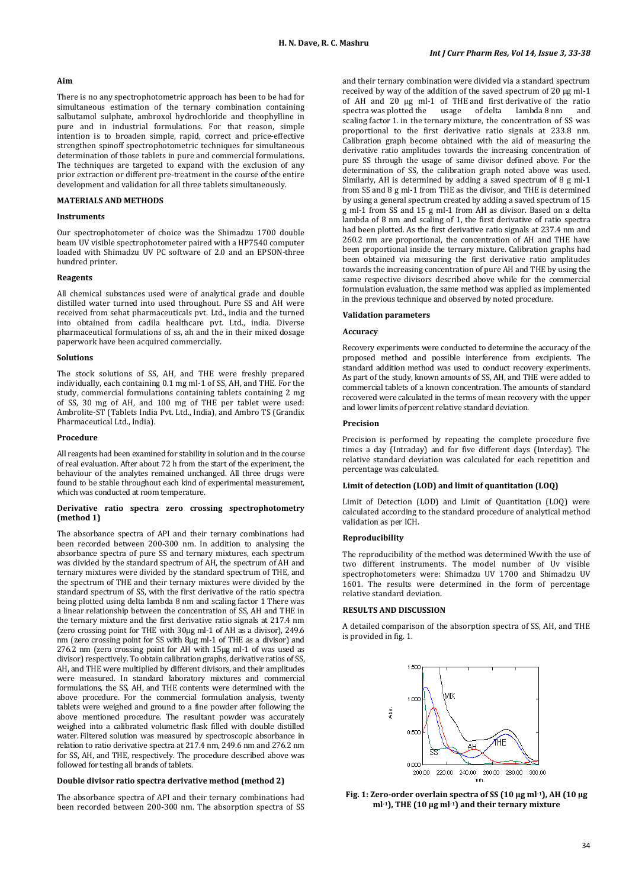## Aim

There is no any spectrophotometric approach has been to be had for simultaneous estimation of the ternary combination containing salbutamol sulphate, ambroxol hydrochloride and theophylline in pure and in industrial formulations. For that reason, simple intention is to broaden simple, rapid, correct and price-effective strengthen spinoff spectrophotometric techniques for simultaneous determination of those tablets in pure and commercial formulations. The techniques are targeted to expand with the exclusion of any prior extraction or different pre-treatment in the course of the entire development and validation for all three tablets simultaneously.

## MATERIALS AND METHODS

### Instruments

Our spectrophotometer of choice was the Shimadzu 1700 double beam UV visible spectrophotometer paired with a HP7540 computer loaded with Shimadzu UV PC software of 2.0 and an EPSON-three hundred printer.

### Reagents

All chemical substances used were of analytical grade and double distilled water turned into used throughout. Pure SS and AH were received from sehat pharmaceuticals pvt. Ltd., india and the turned into obtained from cadila healthcare pvt. Ltd., india. Diverse pharmaceutical formulations of ss, ah and the in their mixed dosage paperwork have been acquired commercially.

### Solutions

The stock solutions of SS, AH, and THE were freshly prepared individually, each containing 0.1 mg ml-1 of SS, AH, and THE. For the study, commercial formulations containing tablets containing 2 mg of SS, 30 mg of AH, and 100 mg of THE per tablet were used: Ambrolite-ST (Tablets India Pvt. Ltd., India), and Ambro TS (Grandix Pharmaceutical Ltd., India).

### Procedure

All reagents had been examined for stability in solution and in the course of real evaluation. After about 72 h from the start of the experiment, the behaviour of the analytes remained unchanged. All three drugs were found to be stable throughout each kind of experimental measurement, which was conducted at room temperature.

### Derivative ratio spectra zero crossing spectrophotometry (method 1)

The absorbance spectra of API and their ternary combinations had been recorded between 200-300 nm. In addition to analysing the absorbance spectra of pure SS and ternary mixtures, each spectrum was divided by the standard spectrum of AH, the spectrum of AH and ternary mixtures were divided by the standard spectrum of THE, and the spectrum of THE and their ternary mixtures were divided by the standard spectrum of SS, with the first derivative of the ratio spectra being plotted using delta lambda 8 nm and scaling factor 1 There was a linear relationship between the concentration of SS, AH and THE in the ternary mixture and the first derivative ratio signals at 217.4 nm (zero crossing point for THE with 30µg ml-1 of AH as a divisor), 249.6 nm (zero crossing point for SS with 8µg ml-1 of THE as a divisor) and 276.2 nm (zero crossing point for AH with 15µg ml-1 of was used as divisor) respectively. To obtain calibration graphs, derivative ratios of SS, AH, and THE were multiplied by different divisors, and their amplitudes were measured. In standard laboratory mixtures and commercial formulations, the SS, AH, and THE contents were determined with the above procedure. For the commercial formulation analysis, twenty tablets were weighed and ground to a fine powder after following the above mentioned procedure. The resultant powder was accurately weighed into a calibrated volumetric flask filled with double distilled water. Filtered solution was measured by spectroscopic absorbance in relation to ratio derivative spectra at 217.4 nm, 249.6 nm and 276.2 nm for SS, AH, and THE, respectively. The procedure described above was followed for testing all brands of tablets.

### Double divisor ratio spectra derivative method (method 2)

The absorbance spectra of API and their ternary combinations had been recorded between 200-300 nm. The absorption spectra of SS and their ternary combination were divided via a standard spectrum received by way of the addition of the saved spectrum of 20 µg ml-1 of AH and 20 µg ml-1 of THE and first derivative of the ratio spectra was plotted the usage of delta lambda 8 nm and scaling factor 1. in the ternary mixture, the concentration of SS was proportional to the first derivative ratio signals at 233.8 nm. Calibration graph become obtained with the aid of measuring the derivative ratio amplitudes towards the increasing concentration of pure SS through the usage of same divisor defined above. For the determination of SS, the calibration graph noted above was used. Similarly, AH is determined by adding a saved spectrum of 8 g ml-1 from SS and 8 g ml-1 from THE as the divisor, and THE is determined by using a general spectrum created by adding a saved spectrum of 15 g ml-1 from SS and 15 g ml-1 from AH as divisor. Based on a delta lambda of 8 nm and scaling of 1, the first derivative of ratio spectra had been plotted. As the first derivative ratio signals at 237.4 nm and 260.2 nm are proportional, the concentration of AH and THE have been proportional inside the ternary mixture. Calibration graphs had been obtained via measuring the first derivative ratio amplitudes towards the increasing concentration of pure AH and THE by using the same respective divisors described above while for the commercial formulation evaluation, the same method was applied as implemented in the previous technique and observed by noted procedure.

### Validation parameters

#### Accuracy

Recovery experiments were conducted to determine the accuracy of the proposed method and possible interference from excipients. The standard addition method was used to conduct recovery experiments. As part of the study, known amounts of SS, AH, and THE were added to commercial tablets of a known concentration. The amounts of standard recovered were calculated in the terms of mean recovery with the upper and lower limits of percent relative standard deviation.

#### Precision

Precision is performed by repeating the complete procedure five times a day (Intraday) and for five different days (Interday). The relative standard deviation was calculated for each repetition and percentage was calculated.

#### Limit of detection (LOD) and limit of quantitation (LOQ)

Limit of Detection (LOD) and Limit of Quantitation (LOQ) were calculated according to the standard procedure of analytical method validation as per ICH.

#### Reproducibility

The reproducibility of the method was determined Wwith the use of two different instruments. The model number of Uv visible spectrophotometers were: Shimadzu UV 1700 and Shimadzu UV 1601. The results were determined in the form of percentage relative standard deviation.

## RESULTS AND DISCUSSION

A detailed comparison of the absorption spectra of SS, AH, and THE is provided in fig. 1.

**Fig. 1: Zero-order overlain spectra of SS (10 µg ml-1), AH (10 µg ml-1), THE (10 µg ml-1) and their ternary mixture**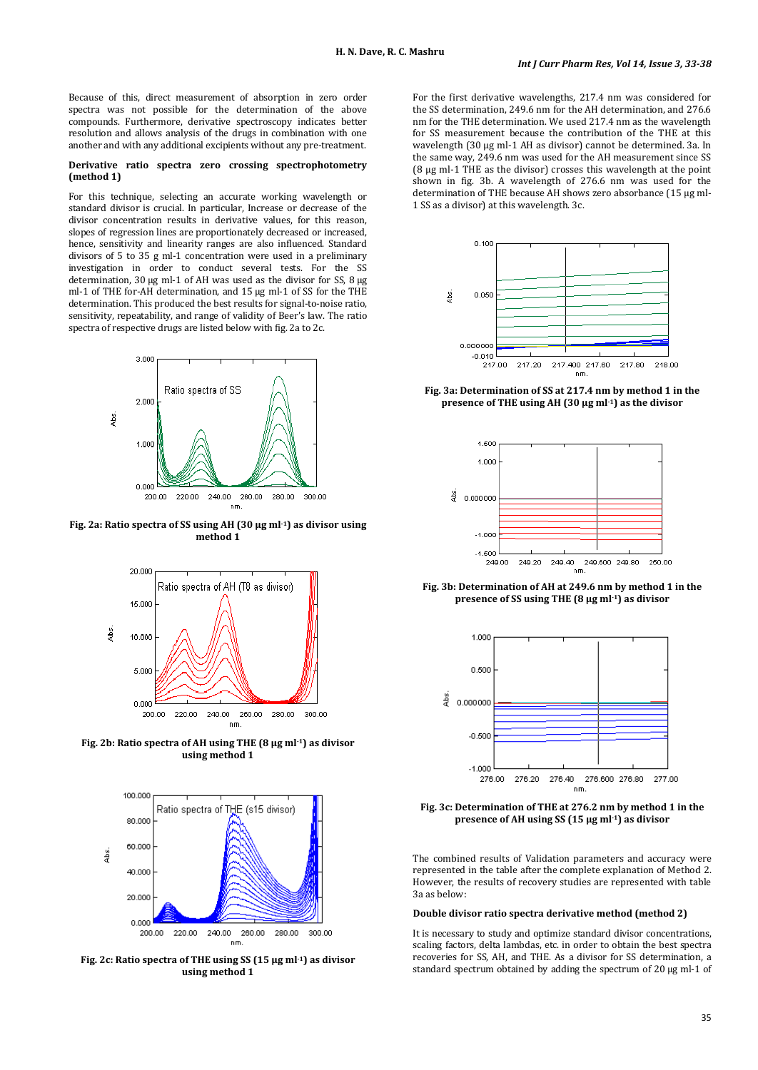Because of this, direct measurement of absorption in zero order spectra was not possible for the determination of the above compounds. Furthermore, derivative spectroscopy indicates better resolution and allows analysis of the drugs in combination with one another and with any additional excipients without any pre-treatment.

**Derivative ratio spectra zero crossing spectrophotometry (method 1)**

For this technique, selecting an accurate working wavelength or standard divisor is crucial. In particular, Increase or decrease of the divisor concentration results in derivative values, for this reason, slopes of regression lines are proportionately decreased or increased, hence, sensitivity and linearity ranges are also influenced. Standard divisors of 5 to 35 g ml-1 concentration were used in a preliminary investigation in order to conduct several tests. For the SS determination, 30 µg ml-1 of AH was used as the divisor for SS, 8 µg ml-1 of THE for-AH determination, and 15 µg ml-1 of SS for the THE determination. This produced the best results for signal-to-noise ratio, sensitivity, repeatability, and range of validity of Beer's law. The ratio spectra of respective drugs are listed below with fig. 2a to 2c.

**Fig. 2a: Ratio spectra of SS using AH (30 µg ml$^{-1}$) as divisor using method 1**

**Fig. 2b: Ratio spectra of AH using THE (8 µg ml$^{-1}$) as divisor using method 1**

**Fig. 2c: Ratio spectra of THE using SS (15 µg ml$^{-1}$) as divisor using method 1**

For the first derivative wavelengths, 217.4 nm was considered for the SS determination, 249.6 nm for the AH determination, and 276.6 nm for the THE determination. We used 217.4 nm as the wavelength for SS measurement because the contribution of the THE at this wavelength (30 µg ml-1 AH as divisor) cannot be determined. 3a. In the same way, 249.6 nm was used for the AH measurement since SS (8 µg ml-1 THE as the divisor) crosses this wavelength at the point shown in fig. 3b. A wavelength of 276.6 nm was used for the determination of THE because AH shows zero absorbance (15 µg ml-1 SS as a divisor) at this wavelength. 3c.

**Fig. 3a: Determination of SS at 217.4 nm by method 1 in the presence of THE using AH (30 µg ml$^{-1}$) as the divisor**

**Fig. 3b: Determination of AH at 249.6 nm by method 1 in the presence of SS using THE (8 µg ml$^{-1}$) as divisor**

**Fig. 3c: Determination of THE at 276.2 nm by method 1 in the presence of AH using SS (15 µg ml$^{-1}$) as divisor**

The combined results of Validation parameters and accuracy were represented in the table after the complete explanation of Method 2. However, the results of recovery studies are represented with table 3a as below:

**Double divisor ratio spectra derivative method (method 2)**

It is necessary to study and optimize standard divisor concentrations, scaling factors, delta lambdas, etc. in order to obtain the best spectra recoveries for SS, AH, and THE. As a divisor for SS determination, a standard spectrum obtained by adding the spectrum of 20 µg ml-1 of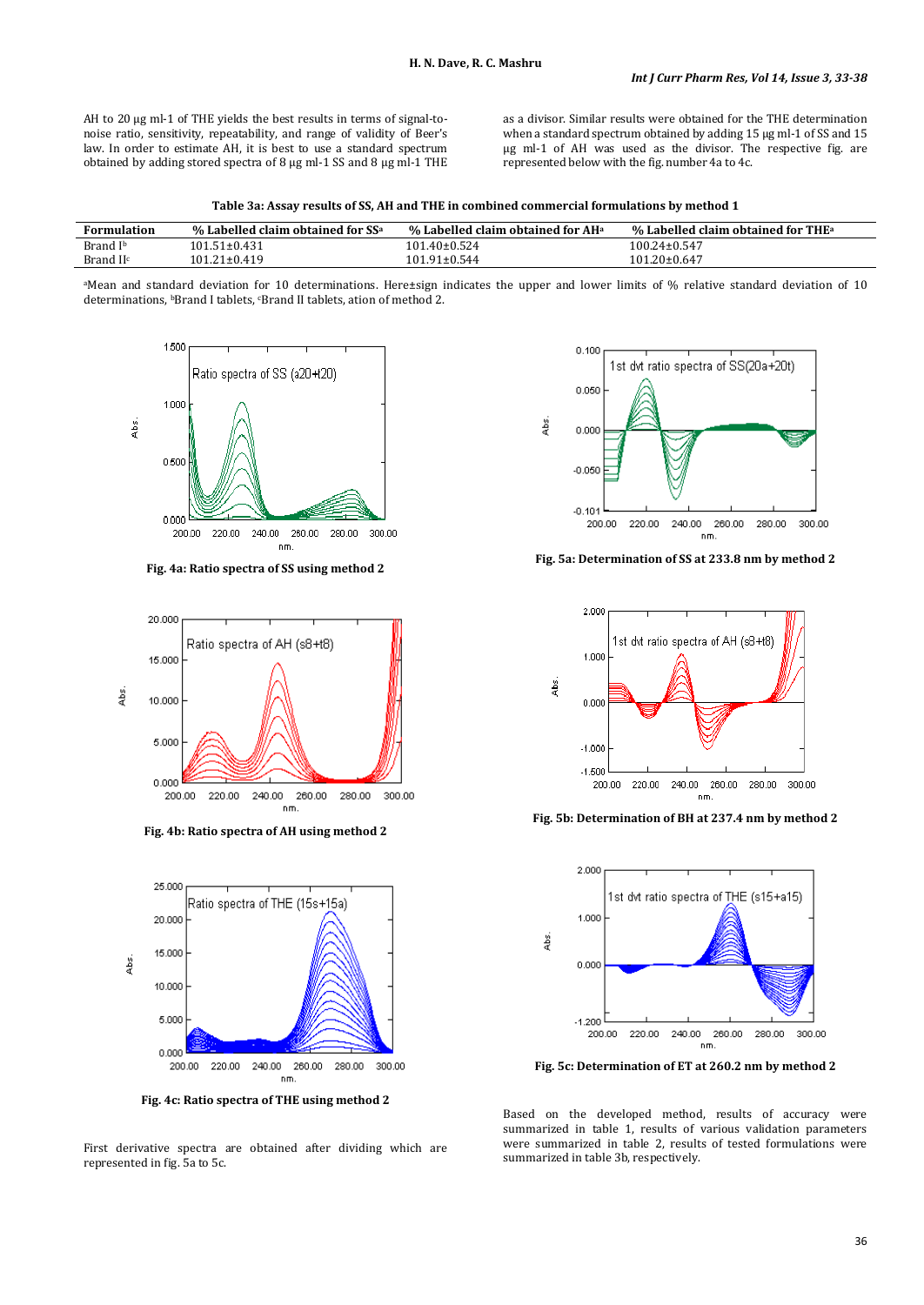AH to 20 µg ml-1 of THE yields the best results in terms of signal-to-noise ratio, sensitivity, repeatability, and range of validity of Beer's law. In order to estimate AH, it is better to use a standard spectrum obtained by adding stored spectra of 8 µg ml-1 SS and 8 µg ml-1 THE as a divisor. Similar results were obtained for the THE determination when a standard spectrum obtained by adding 15 µg ml-1 of SS and 15 µg ml-1 of AH was used as the divisor. The respective fig. are represented below with the fig. number 4a to 4c.

**Table 3a: Assay results of SS, AH and THE in combined commercial formulations by method 1**

| Formulation | % Labelled claim obtained for SS[a] | % Labelled claim obtained for AH[a] | % Labelled claim obtained for THE[a] |
|---|---|---|---|
| Brand I[b] | 101.51±0.431 | 101.40±0.524 | 100.24±0.547 |
| Brand II[c] | 101.21±0.419 | 101.91±0.544 | 101.20±0.647 |

[a]Mean and standard deviation for 10 determinations. Here±sign indicates the upper and lower limits of % relative standard deviation of 10 determinations, [b]Brand I tablets, [c]Brand II tablets, ation of method 2.

**Fig. 4a: Ratio spectra of SS using method 2**

**Fig. 4b: Ratio spectra of AH using method 2**

**Fig. 4c: Ratio spectra of THE using method 2**

**Fig. 5a: Determination of SS at 233.8 nm by method 2**

**Fig. 5b: Determination of BH at 237.4 nm by method 2**

**Fig. 5c: Determination of ET at 260.2 nm by method 2**

First derivative spectra are obtained after dividing which are represented in fig. 5a to 5c.

Based on the developed method, results of accuracy were summarized in table 1, results of various validation parameters were summarized in table 2, results of tested formulations were summarized in table 3b, respectively.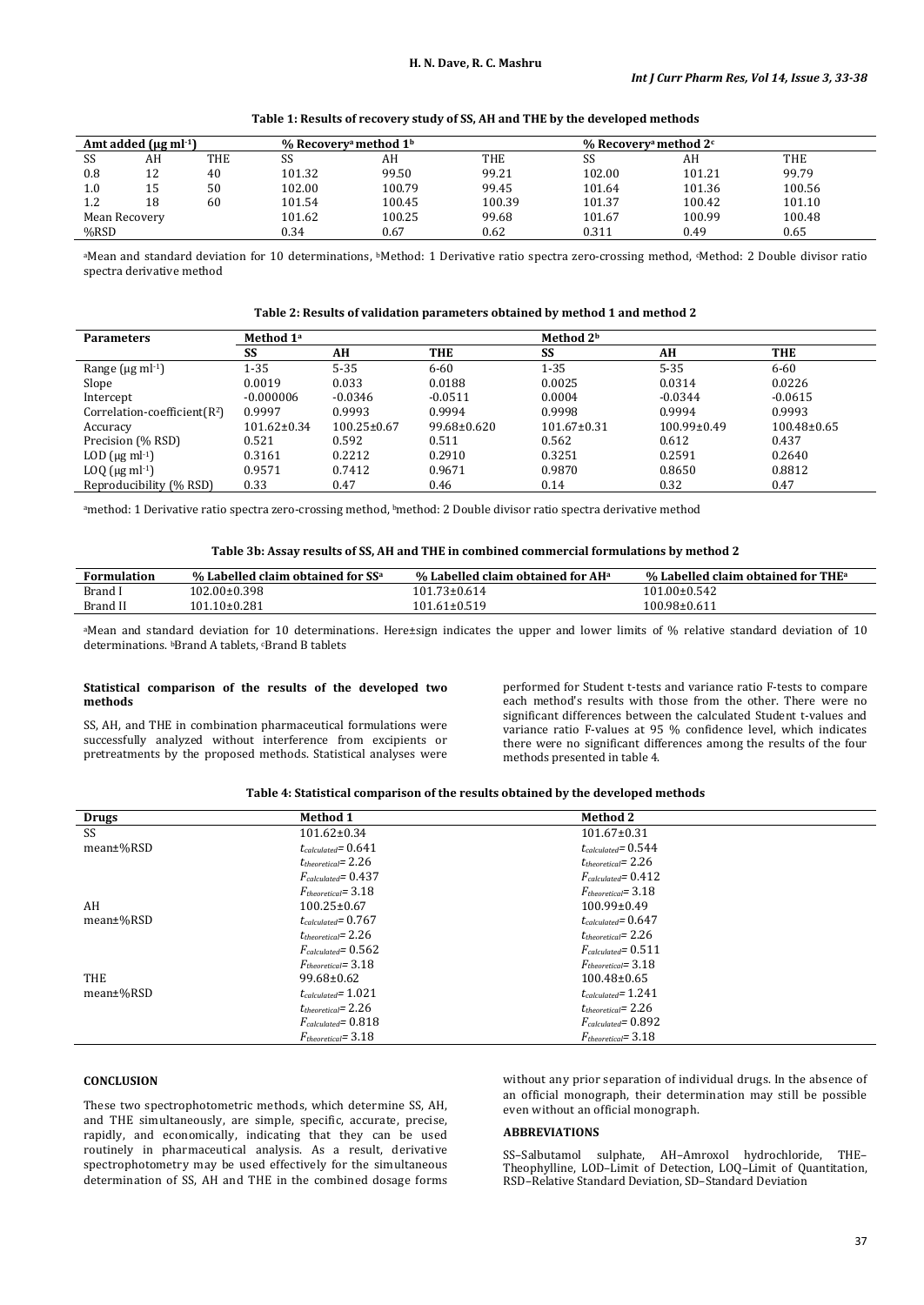**Table 1: Results of recovery study of SS, AH and THE by the developed methods**

| Amt added (µg ml⁻¹) | | | % Recovery[a] method 1[b] | | | % Recovery[a] method 2[c] | | |
|---|---|---|---|---|---|---|---|---|
| SS | AH | THE | SS | AH | THE | SS | AH | THE |
| 0.8 | 12 | 40 | 101.32 | 99.50 | 99.21 | 102.00 | 101.21 | 99.79 |
| 1.0 | 15 | 50 | 102.00 | 100.79 | 99.45 | 101.64 | 101.36 | 100.56 |
| 1.2 | 18 | 60 | 101.54 | 100.45 | 100.39 | 101.37 | 100.42 | 101.10 |
| Mean Recovery | | | 101.62 | 100.25 | 99.68 | 101.67 | 100.99 | 100.48 |
| %RSD | | | 0.34 | 0.67 | 0.62 | 0.311 | 0.49 | 0.65 |

[a]Mean and standard deviation for 10 determinations, [b]Method: 1 Derivative ratio spectra zero-crossing method, [c]Method: 2 Double divisor ratio spectra derivative method

**Table 2: Results of validation parameters obtained by method 1 and method 2**

| Parameters | Method 1[a] | | | Method 2[b] | | |
|---|---|---|---|---|---|---|
| | SS | AH | THE | SS | AH | THE |
| Range (µg ml⁻¹) | 1-35 | 5-35 | 6-60 | 1-35 | 5-35 | 6-60 |
| Slope | 0.0019 | 0.033 | 0.0188 | 0.0025 | 0.0314 | 0.0226 |
| Intercept | -0.000006 | -0.0346 | -0.0511 | 0.0004 | -0.0344 | -0.0615 |
| Correlation-coefficient($R^2$) | 0.9997 | 0.9993 | 0.9994 | 0.9998 | 0.9994 | 0.9993 |
| Accuracy | 101.62±0.34 | 100.25±0.67 | 99.68±0.620 | 101.67±0.31 | 100.99±0.49 | 100.48±0.65 |
| Precision (% RSD) | 0.521 | 0.592 | 0.511 | 0.562 | 0.612 | 0.437 |
| LOD (µg ml⁻¹) | 0.3161 | 0.2212 | 0.2910 | 0.3251 | 0.2591 | 0.2640 |
| LOQ (µg ml⁻¹) | 0.9571 | 0.7412 | 0.9671 | 0.9870 | 0.8650 | 0.8812 |
| Reproducibility (% RSD) | 0.33 | 0.47 | 0.46 | 0.14 | 0.32 | 0.47 |

[a]method: 1 Derivative ratio spectra zero-crossing method, [b]method: 2 Double divisor ratio spectra derivative method

**Table 3b: Assay results of SS, AH and THE in combined commercial formulations by method 2**

| Formulation | % Labelled claim obtained for SS[a] | % Labelled claim obtained for AH[a] | % Labelled claim obtained for THE[a] |
|---|---|---|---|
| Brand I | 102.00±0.398 | 101.73±0.614 | 101.00±0.542 |
| Brand II | 101.10±0.281 | 101.61±0.519 | 100.98±0.611 |

[a]Mean and standard deviation for 10 determinations. Here±sign indicates the upper and lower limits of % relative standard deviation of 10 determinations. [b]Brand A tablets, [c]Brand B tablets

#### Statistical comparison of the results of the developed two methods

SS, AH, and THE in combination pharmaceutical formulations were successfully analyzed without interference from excipients or pretreatments by the proposed methods. Statistical analyses were performed for Student t-tests and variance ratio F-tests to compare each method's results with those from the other. There were no significant differences between the calculated Student t-values and variance ratio F-values at 95 % confidence level, which indicates there were no significant differences among the results of the four methods presented in table 4.

**Table 4: Statistical comparison of the results obtained by the developed methods**

| Drugs | Method 1 | Method 2 |
|---|---|---|
| SS | 101.62±0.34 | 101.67±0.31 |
| mean±%RSD | $t_{calculated}$= 0.641 | $t_{calculated}$= 0.544 |
| | $t_{theoretical}$= 2.26 | $t_{theoretical}$= 2.26 |
| | $F_{calculated}$= 0.437 | $F_{calculated}$= 0.412 |
| | $F_{theoretical}$= 3.18 | $F_{theoretical}$= 3.18 |
| AH | 100.25±0.67 | 100.99±0.49 |
| mean±%RSD | $t_{calculated}$= 0.767 | $t_{calculated}$= 0.647 |
| | $t_{theoretical}$= 2.26 | $t_{theoretical}$= 2.26 |
| | $F_{calculated}$= 0.562 | $F_{calculated}$= 0.511 |
| | $F_{theoretical}$= 3.18 | $F_{theoretical}$= 3.18 |
| THE | 99.68±0.62 | 100.48±0.65 |
| mean±%RSD | $t_{calculated}$= 1.021 | $t_{calculated}$= 1.241 |
| | $t_{theoretical}$= 2.26 | $t_{theoretical}$= 2.26 |
| | $F_{calculated}$= 0.818 | $F_{calculated}$= 0.892 |
| | $F_{theoretical}$= 3.18 | $F_{theoretical}$= 3.18 |

## CONCLUSION

These two spectrophotometric methods, which determine SS, AH, and THE simultaneously, are simple, specific, accurate, precise, rapidly, and economically, indicating that they can be used routinely in pharmaceutical analysis. As a result, derivative spectrophotometry may be used effectively for the simultaneous determination of SS, AH and THE in the combined dosage forms without any prior separation of individual drugs. In the absence of an official monograph, their determination may still be possible even without an official monograph.

## ABBREVIATIONS

SS–Salbutamol sulphate, AH–Amroxol hydrochloride, THE–Theophylline, LOD–Limit of Detection, LOQ–Limit of Quantitation, RSD–Relative Standard Deviation, SD–Standard Deviation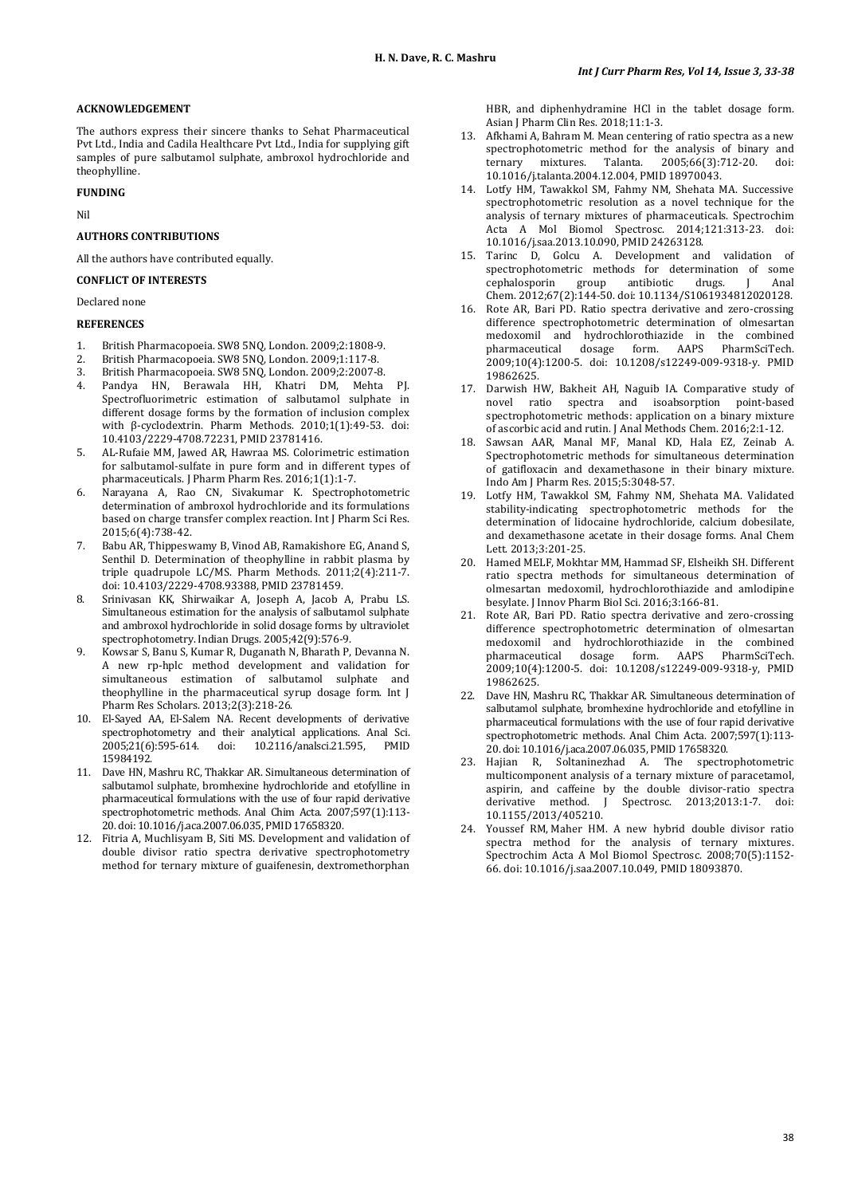## ACKNOWLEDGEMENT

The authors express their sincere thanks to Sehat Pharmaceutical Pvt Ltd., India and Cadila Healthcare Pvt Ltd., India for supplying gift samples of pure salbutamol sulphate, ambroxol hydrochloride and theophylline.

## FUNDING

Nil

## AUTHORS CONTRIBUTIONS

All the authors have contributed equally.

## CONFLICT OF INTERESTS

Declared none

## REFERENCES

1. British Pharmacopoeia. SW8 5NQ, London. 2009;2:1808-9.
2. British Pharmacopoeia. SW8 5NQ, London. 2009;1:117-8.
3. British Pharmacopoeia. SW8 5NQ, London. 2009;2:2007-8.
4. Pandya HN, Berawala HH, Khatri DM, Mehta PJ. Spectrofluorimetric estimation of salbutamol sulphate in different dosage forms by the formation of inclusion complex with β-cyclodextrin. Pharm Methods. 2010;1(1):49-53. doi: 10.4103/2229-4708.72231, PMID 23781416.
5. AL-Rufaie MM, Jawed AR, Hawraa MS. Colorimetric estimation for salbutamol-sulfate in pure form and in different types of pharmaceuticals. J Pharm Pharm Res. 2016;1(1):1-7.
6. Narayana A, Rao CN, Sivakumar K. Spectrophotometric determination of ambroxol hydrochloride and its formulations based on charge transfer complex reaction. Int J Pharm Sci Res. 2015;6(4):738-42.
7. Babu AR, Thippeswamy B, Vinod AB, Ramakishore EG, Anand S, Senthil D. Determination of theophylline in rabbit plasma by triple quadrupole LC/MS. Pharm Methods. 2011;2(4):211-7. doi: 10.4103/2229-4708.93388, PMID 23781459.
8. Srinivasan KK, Shirwaikar A, Joseph A, Jacob A, Prabu LS. Simultaneous estimation for the analysis of salbutamol sulphate and ambroxol hydrochloride in solid dosage forms by ultraviolet spectrophotometry. Indian Drugs. 2005;42(9):576-9.
9. Kowsar S, Banu S, Kumar R, Duganath N, Bharath P, Devanna N. A new rp-hplc method development and validation for simultaneous estimation of salbutamol sulphate and theophylline in the pharmaceutical syrup dosage form. Int J Pharm Res Scholars. 2013;2(3):218-26.
10. El-Sayed AA, El-Salem NA. Recent developments of derivative spectrophotometry and their analytical applications. Anal Sci. 2005;21(6):595-614. doi: 10.2116/analsci.21.595, PMID 15984192.
11. Dave HN, Mashru RC, Thakkar AR. Simultaneous determination of salbutamol sulphate, bromhexine hydrochloride and etofylline in pharmaceutical formulations with the use of four rapid derivative spectrophotometric methods. Anal Chim Acta. 2007;597(1):113-20. doi: 10.1016/j.aca.2007.06.035, PMID 17658320.
12. Fitria A, Muchlisyam B, Siti MS. Development and validation of double divisor ratio spectra derivative spectrophotometry method for ternary mixture of guaifenesin, dextromethorphan HBR, and diphenhydramine HCl in the tablet dosage form. Asian J Pharm Clin Res. 2018;11:1-3.
13. Afkhami A, Bahram M. Mean centering of ratio spectra as a new spectrophotometric method for the analysis of binary and ternary mixtures. Talanta. 2005;66(3):712-20. doi: 10.1016/j.talanta.2004.12.004, PMID 18970043.
14. Lotfy HM, Tawakkol SM, Fahmy NM, Shehata MA. Successive spectrophotometric resolution as a novel technique for the analysis of ternary mixtures of pharmaceuticals. Spectrochim Acta A Mol Biomol Spectrosc. 2014;121:313-23. doi: 10.1016/j.saa.2013.10.090, PMID 24263128.
15. Tarinc D, Golcu A. Development and validation of spectrophotometric methods for determination of some cephalosporin group antibiotic drugs. J Anal Chem. 2012;67(2):144-50. doi: 10.1134/S1061934812020128.
16. Rote AR, Bari PD. Ratio spectra derivative and zero-crossing difference spectrophotometric determination of olmesartan medoxomil and hydrochlorothiazide in the combined pharmaceutical dosage form. AAPS PharmSciTech. 2009;10(4):1200-5. doi: 10.1208/s12249-009-9318-y. PMID 19862625.
17. Darwish HW, Bakheit AH, Naguib IA. Comparative study of novel ratio spectra and isoabsorption point-based spectrophotometric methods: application on a binary mixture of ascorbic acid and rutin. J Anal Methods Chem. 2016;2:1-12.
18. Sawsan AAR, Manal MF, Manal KD, Hala EZ, Zeinab A. Spectrophotometric methods for simultaneous determination of gatifloxacin and dexamethasone in their binary mixture. Indo Am J Pharm Res. 2015;5:3048-57.
19. Lotfy HM, Tawakkol SM, Fahmy NM, Shehata MA. Validated stability-indicating spectrophotometric methods for the determination of lidocaine hydrochloride, calcium dobesilate, and dexamethasone acetate in their dosage forms. Anal Chem Lett. 2013;3:201-25.
20. Hamed MELF, Mokhtar MM, Hammad SF, Elsheikh SH. Different ratio spectra methods for simultaneous determination of olmesartan medoxomil, hydrochlorothiazide and amlodipine besylate. J Innov Pharm Biol Sci. 2016;3:166-81.
21. Rote AR, Bari PD. Ratio spectra derivative and zero-crossing difference spectrophotometric determination of olmesartan medoxomil and hydrochlorothiazide in the combined pharmaceutical dosage form. AAPS PharmSciTech. 2009;10(4):1200-5. doi: 10.1208/s12249-009-9318-y, PMID 19862625.
22. Dave HN, Mashru RC, Thakkar AR. Simultaneous determination of salbutamol sulphate, bromhexine hydrochloride and etofylline in pharmaceutical formulations with the use of four rapid derivative spectrophotometric methods. Anal Chim Acta. 2007;597(1):113-20. doi: 10.1016/j.aca.2007.06.035, PMID 17658320.
23. Hajian R, Soltaninezhad A. The spectrophotometric multicomponent analysis of a ternary mixture of paracetamol, aspirin, and caffeine by the double divisor-ratio spectra derivative method. J Spectrosc. 2013;2013:1-7. doi: 10.1155/2013/405210.
24. Youssef RM, Maher HM. A new hybrid double divisor ratio spectra method for the analysis of ternary mixtures. Spectrochim Acta A Mol Biomol Spectrosc. 2008;70(5):1152-66. doi: 10.1016/j.saa.2007.10.049, PMID 18093870.